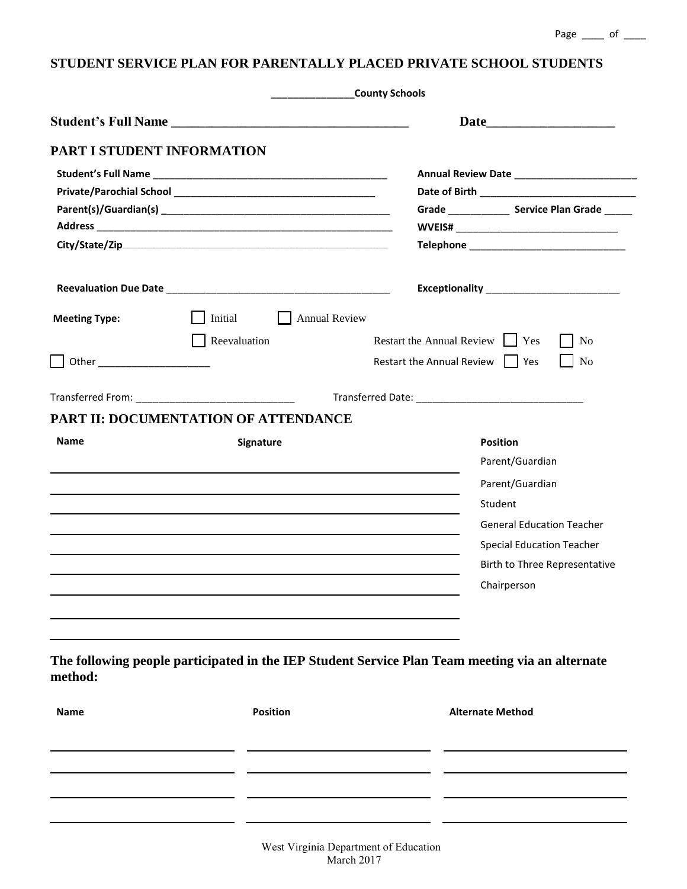# STUDENT SERVICE PLAN FOR PARENTALLY PLACED PRIVATE SCHOOL STUDENTS

**_______________County Schools**

**Student's Full Name ___________________________________** **Date___________________**

## PART I STUDENT INFORMATION

**Student's Full Name** ___________________________________________

**Private/Parochial School** ___________________________________

**Parent(s)/Guardian(s)** ___________________________________________

**Address** ___________________________________________________

**City/State/Zip**___________________________________________________

**Annual Review Date** _______________________

**Date of Birth** ____________________________

**Grade** ___________ **Service Plan Grade** _____

**WVEIS#** _____________________________

**Telephone** _____________________________

**Reevaluation Due Date** _________________________________________

**Exceptionality** ________________________

**Meeting Type:** ☐ Initial ☐ Annual Review

☐ Reevaluation

☐ Other ____________________

Restart the Annual Review ☐ Yes ☐ No

Restart the Annual Review ☐ Yes ☐ No

Transferred From: ____________________________ Transferred Date: ______________________________

## PART II: DOCUMENTATION OF ATTENDANCE

| Name | Signature | Position |
|---|---|---|
| | | Parent/Guardian |
| | | Parent/Guardian |
| | | Student |
| | | General Education Teacher |
| | | Special Education Teacher |
| | | Birth to Three Representative |
| | | Chairperson |
| | | |
| | | |

**The following people participated in the IEP Student Service Plan Team meeting via an alternate method:**

| Name | Position | Alternate Method |
|---|---|---|
| | | |
| | | |
| | | |
| | | |

West Virginia Department of Education
March 2017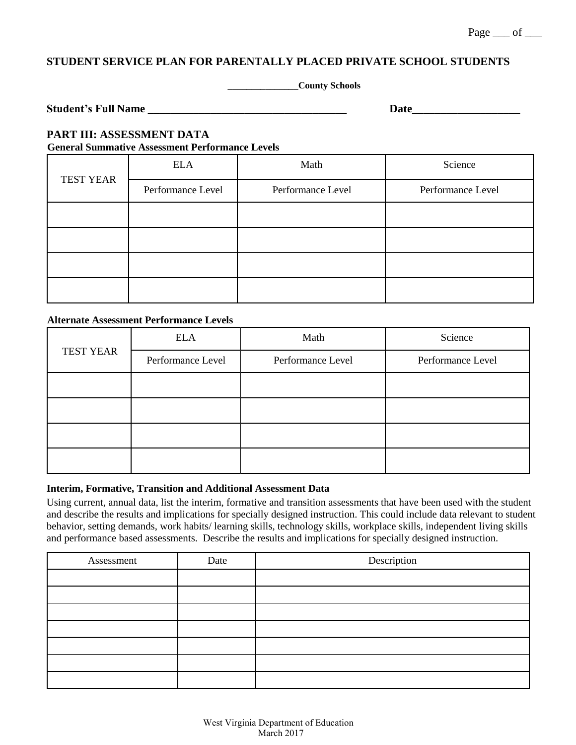**STUDENT SERVICE PLAN FOR PARENTALLY PLACED PRIVATE SCHOOL STUDENTS**

**_______________County Schools**

**Student's Full Name _____________________________________ Date____________________**

## PART III: ASSESSMENT DATA

**General Summative Assessment Performance Levels**

| TEST YEAR | ELA | Math | Science |
|---|---|---|---|
| | Performance Level | Performance Level | Performance Level |
| | | | |
| | | | |
| | | | |
| | | | |

**Alternate Assessment Performance Levels**

| TEST YEAR | ELA | Math | Science |
|---|---|---|---|
| | Performance Level | Performance Level | Performance Level |
| | | | |
| | | | |
| | | | |
| | | | |

**Interim, Formative, Transition and Additional Assessment Data**

Using current, annual data, list the interim, formative and transition assessments that have been used with the student and describe the results and implications for specially designed instruction. This could include data relevant to student behavior, setting demands, work habits/ learning skills, technology skills, workplace skills, independent living skills and performance based assessments. Describe the results and implications for specially designed instruction.

| Assessment | Date | Description |
|---|---|---|
| | | |
| | | |
| | | |
| | | |
| | | |
| | | |
| | | |

West Virginia Department of Education
March 2017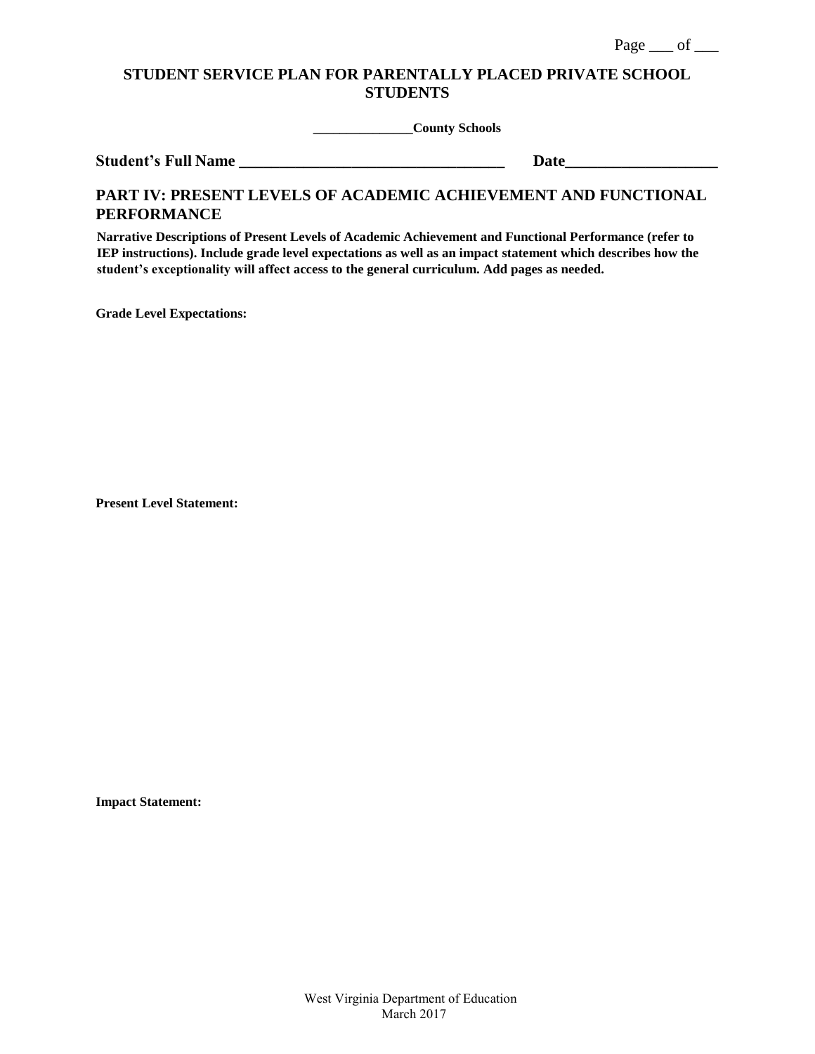# STUDENT SERVICE PLAN FOR PARENTALLY PLACED PRIVATE SCHOOL STUDENTS

**______________County Schools**

**Student's Full Name __________________________________ Date___________________**

## PART IV: PRESENT LEVELS OF ACADEMIC ACHIEVEMENT AND FUNCTIONAL PERFORMANCE

**Narrative Descriptions of Present Levels of Academic Achievement and Functional Performance (refer to IEP instructions). Include grade level expectations as well as an impact statement which describes how the student's exceptionality will affect access to the general curriculum. Add pages as needed.**

**Grade Level Expectations:**

**Present Level Statement:**

**Impact Statement:**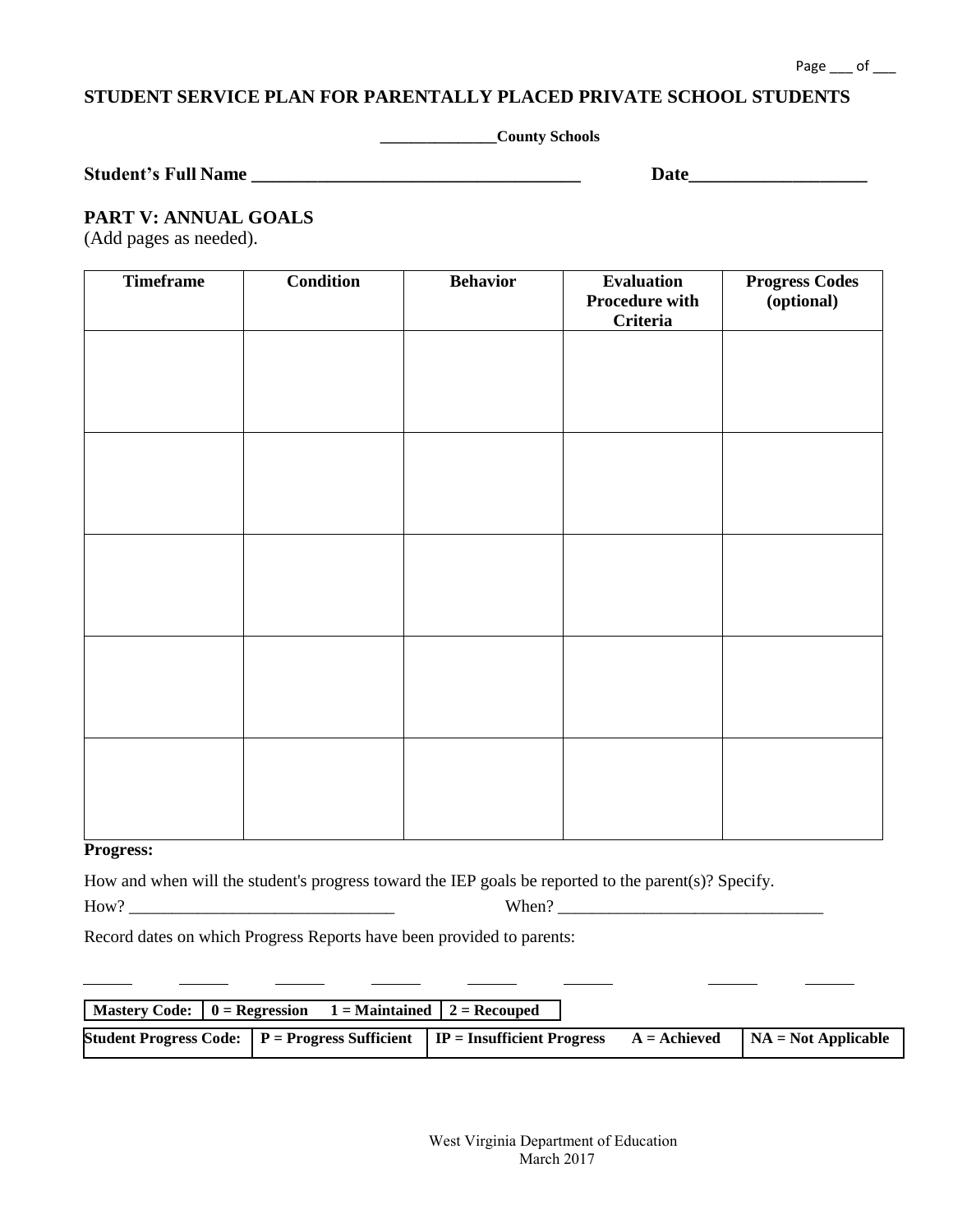## STUDENT SERVICE PLAN FOR PARENTALLY PLACED PRIVATE SCHOOL STUDENTS

**______________County Schools**

**Student's Full Name ___________________________________ Date___________________**

### PART V: ANNUAL GOALS

(Add pages as needed).

| Timeframe | Condition | Behavior | Evaluation Procedure with Criteria | Progress Codes (optional) |
|---|---|---|---|---|
| | | | | |
| | | | | |
| | | | | |
| | | | | |
| | | | | |

**Progress:**

How and when will the student's progress toward the IEP goals be reported to the parent(s)? Specify.

How? _______________________________ When? _______________________________

Record dates on which Progress Reports have been provided to parents:

______ ______ ______ ______ ______ ______ ______ ______

| **Mastery Code:** | **0 = Regression** **1 = Maintained** | **2 = Recouped** |
|---|---|---|

| **Student Progress Code:** | **P = Progress Sufficient** | **IP = Insufficient Progress** **A = Achieved** | **NA = Not Applicable** |
|---|---|---|---|

West Virginia Department of Education
March 2017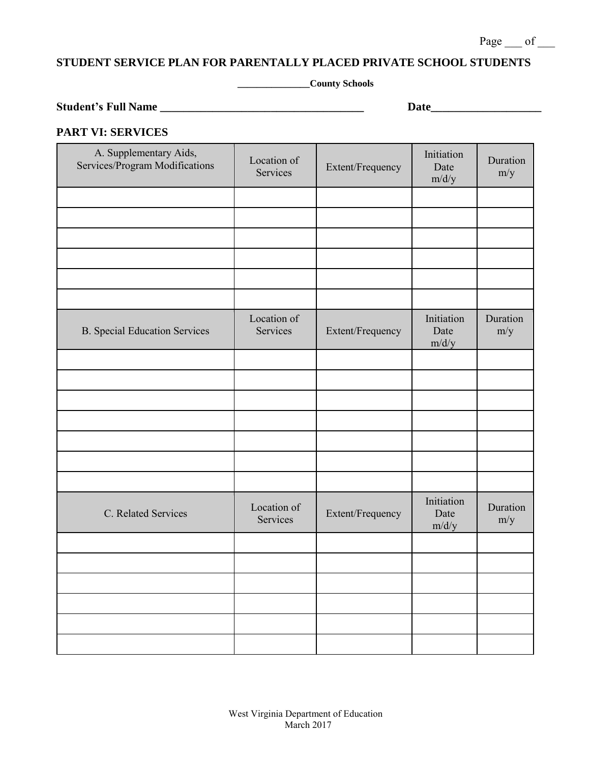## STUDENT SERVICE PLAN FOR PARENTALLY PLACED PRIVATE SCHOOL STUDENTS

**______________County Schools**

**Student's Full Name ____________________________________ Date___________________**

### PART VI: SERVICES

| A. Supplementary Aids, Services/Program Modifications | Location of Services | Extent/Frequency | Initiation Date m/d/y | Duration m/y |
|---|---|---|---|---|
| | | | | |
| | | | | |
| | | | | |
| | | | | |
| | | | | |
| | | | | |

| B. Special Education Services | Location of Services | Extent/Frequency | Initiation Date m/d/y | Duration m/y |
|---|---|---|---|---|
| | | | | |
| | | | | |
| | | | | |
| | | | | |
| | | | | |
| | | | | |
| | | | | |

| C. Related Services | Location of Services | Extent/Frequency | Initiation Date m/d/y | Duration m/y |
|---|---|---|---|---|
| | | | | |
| | | | | |
| | | | | |
| | | | | |
| | | | | |
| | | | | |

West Virginia Department of Education
March 2017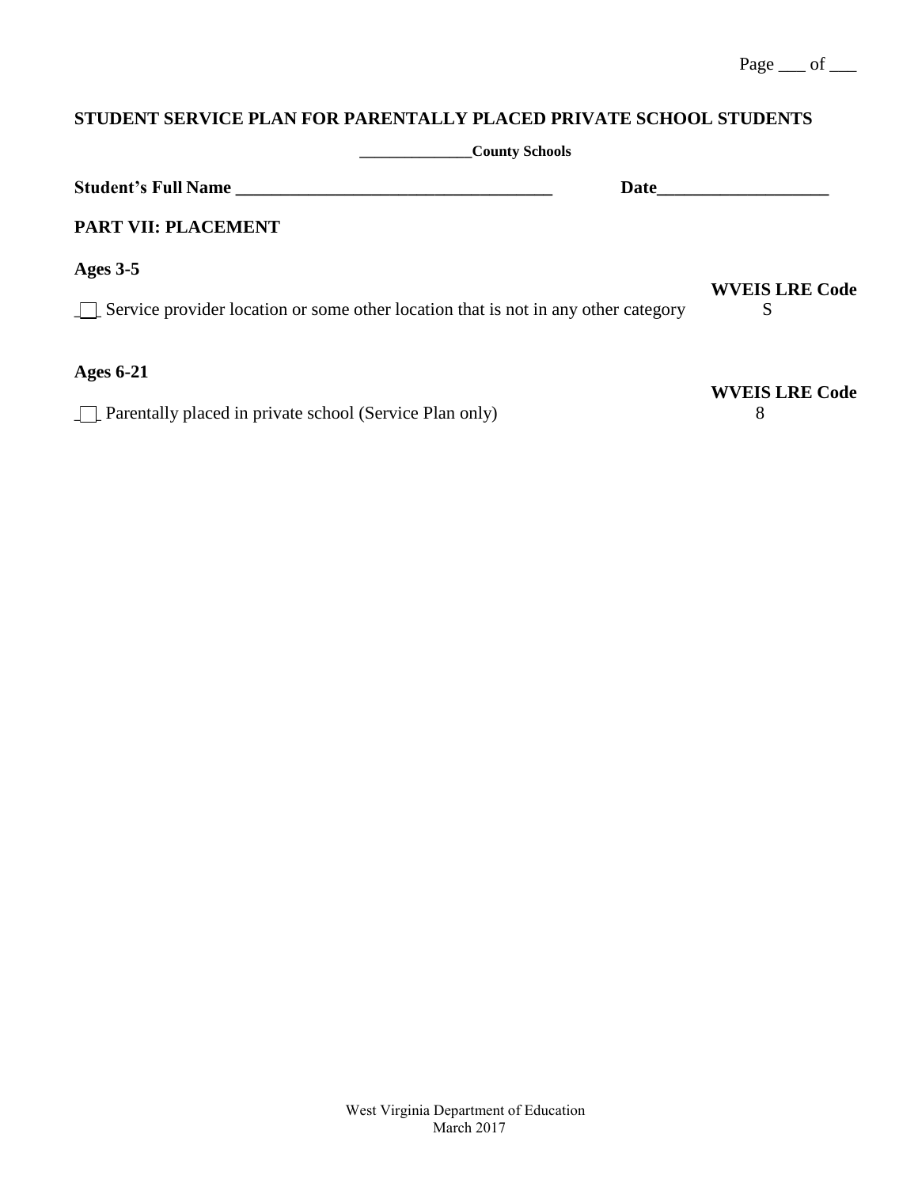## STUDENT SERVICE PLAN FOR PARENTALLY PLACED PRIVATE SCHOOL STUDENTS

**______________County Schools**

**Student's Full Name ____________________________________ Date___________________**

### PART VII: PLACEMENT

**Ages 3-5**

| | **WVEIS LRE Code** |
|---|---|
| ☐ Service provider location or some other location that is not in any other category | S |

**Ages 6-21**

| | **WVEIS LRE Code** |
|---|---|
| ☐ Parentally placed in private school (Service Plan only) | 8 |

West Virginia Department of Education
March 2017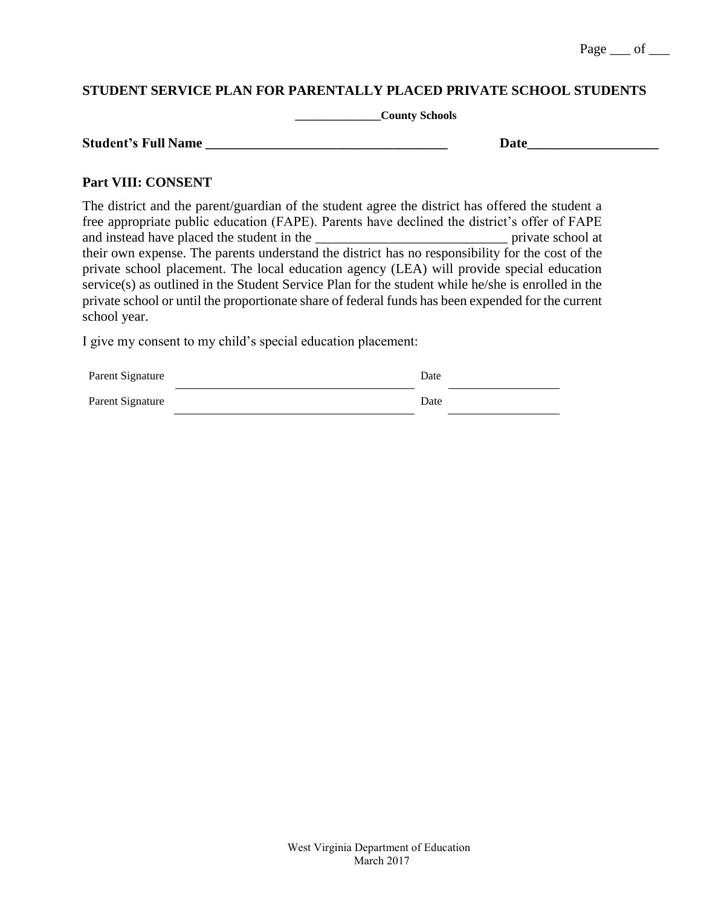**STUDENT SERVICE PLAN FOR PARENTALLY PLACED PRIVATE SCHOOL STUDENTS**

**______________County Schools**

**Student's Full Name ____________________________________ Date___________________**

## Part VIII: CONSENT

The district and the parent/guardian of the student agree the district has offered the student a free appropriate public education (FAPE). Parents have declined the district's offer of FAPE and instead have placed the student in the ____________________________ private school at their own expense. The parents understand the district has no responsibility for the cost of the private school placement. The local education agency (LEA) will provide special education service(s) as outlined in the Student Service Plan for the student while he/she is enrolled in the private school or until the proportionate share of federal funds has been expended for the current school year.

I give my consent to my child's special education placement:

Parent Signature ____________________________________ Date ________________

Parent Signature ____________________________________ Date ________________

West Virginia Department of Education
March 2017